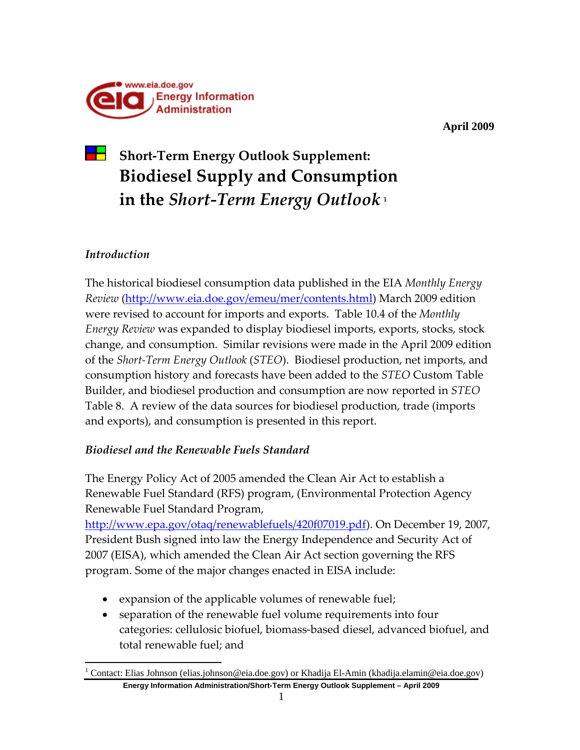April 2009

# Short-Term Energy Outlook Supplement: Biodiesel Supply and Consumption in the *Short-Term Energy Outlook*[1]

### *Introduction*

The historical biodiesel consumption data published in the EIA *Monthly Energy Review* (http://www.eia.doe.gov/emeu/mer/contents.html) March 2009 edition were revised to account for imports and exports. Table 10.4 of the *Monthly Energy Review* was expanded to display biodiesel imports, exports, stocks, stock change, and consumption. Similar revisions were made in the April 2009 edition of the *Short-Term Energy Outlook* (*STEO*). Biodiesel production, net imports, and consumption history and forecasts have been added to the *STEO* Custom Table Builder, and biodiesel production and consumption are now reported in *STEO* Table 8. A review of the data sources for biodiesel production, trade (imports and exports), and consumption is presented in this report.

### *Biodiesel and the Renewable Fuels Standard*

The Energy Policy Act of 2005 amended the Clean Air Act to establish a Renewable Fuel Standard (RFS) program, (Environmental Protection Agency Renewable Fuel Standard Program, http://www.epa.gov/otaq/renewablefuels/420f07019.pdf). On December 19, 2007, President Bush signed into law the Energy Independence and Security Act of 2007 (EISA), which amended the Clean Air Act section governing the RFS program. Some of the major changes enacted in EISA include:

- expansion of the applicable volumes of renewable fuel;
- separation of the renewable fuel volume requirements into four categories: cellulosic biofuel, biomass-based diesel, advanced biofuel, and total renewable fuel; and

[1] Contact: Elias Johnson (elias.johnson@eia.doe.gov) or Khadija El-Amin (khadija.elamin@eia.doe.gov)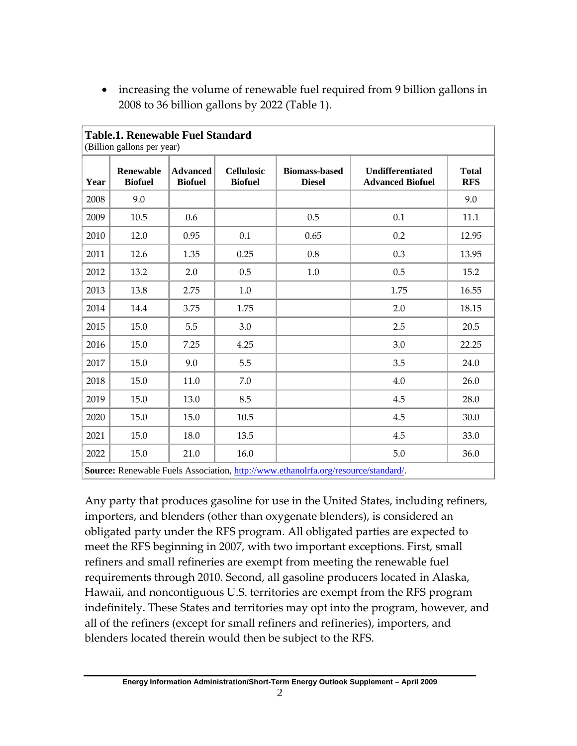- increasing the volume of renewable fuel required from 9 billion gallons in 2008 to 36 billion gallons by 2022 (Table 1).

**Table.1. Renewable Fuel Standard**
(Billion gallons per year)

| Year | Renewable Biofuel | Advanced Biofuel | Cellulosic Biofuel | Biomass-based Diesel | Undifferentiated Advanced Biofuel | Total RFS |
|---|---|---|---|---|---|---|
| 2008 | 9.0 | | | | | 9.0 |
| 2009 | 10.5 | 0.6 | | 0.5 | 0.1 | 11.1 |
| 2010 | 12.0 | 0.95 | 0.1 | 0.65 | 0.2 | 12.95 |
| 2011 | 12.6 | 1.35 | 0.25 | 0.8 | 0.3 | 13.95 |
| 2012 | 13.2 | 2.0 | 0.5 | 1.0 | 0.5 | 15.2 |
| 2013 | 13.8 | 2.75 | 1.0 | | 1.75 | 16.55 |
| 2014 | 14.4 | 3.75 | 1.75 | | 2.0 | 18.15 |
| 2015 | 15.0 | 5.5 | 3.0 | | 2.5 | 20.5 |
| 2016 | 15.0 | 7.25 | 4.25 | | 3.0 | 22.25 |
| 2017 | 15.0 | 9.0 | 5.5 | | 3.5 | 24.0 |
| 2018 | 15.0 | 11.0 | 7.0 | | 4.0 | 26.0 |
| 2019 | 15.0 | 13.0 | 8.5 | | 4.5 | 28.0 |
| 2020 | 15.0 | 15.0 | 10.5 | | 4.5 | 30.0 |
| 2021 | 15.0 | 18.0 | 13.5 | | 4.5 | 33.0 |
| 2022 | 15.0 | 21.0 | 16.0 | | 5.0 | 36.0 |

**Source:** Renewable Fuels Association, http://www.ethanolrfa.org/resource/standard/.

Any party that produces gasoline for use in the United States, including refiners, importers, and blenders (other than oxygenate blenders), is considered an obligated party under the RFS program. All obligated parties are expected to meet the RFS beginning in 2007, with two important exceptions. First, small refiners and small refineries are exempt from meeting the renewable fuel requirements through 2010. Second, all gasoline producers located in Alaska, Hawaii, and noncontiguous U.S. territories are exempt from the RFS program indefinitely. These States and territories may opt into the program, however, and all of the refiners (except for small refiners and refineries), importers, and blenders located therein would then be subject to the RFS.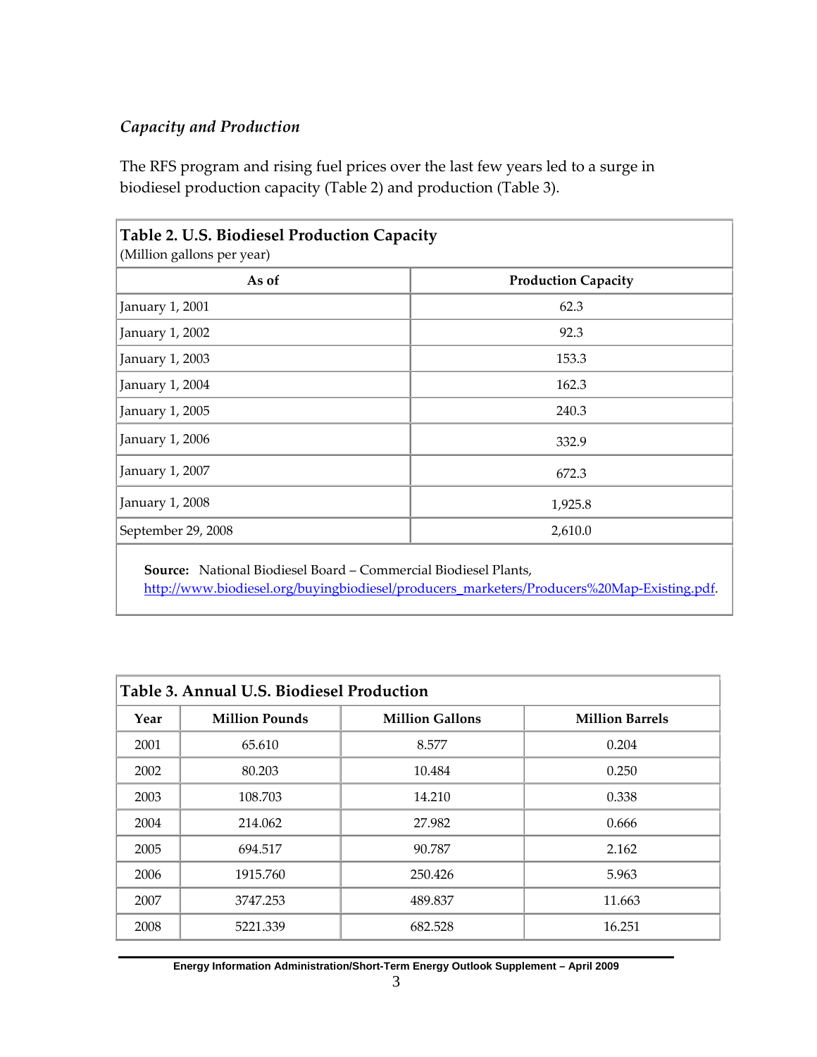*Capacity and Production*

The RFS program and rising fuel prices over the last few years led to a surge in biodiesel production capacity (Table 2) and production (Table 3).

**Table 2. U.S. Biodiesel Production Capacity**
(Million gallons per year)

| As of | Production Capacity |
|---|---|
| January 1, 2001 | 62.3 |
| January 1, 2002 | 92.3 |
| January 1, 2003 | 153.3 |
| January 1, 2004 | 162.3 |
| January 1, 2005 | 240.3 |
| January 1, 2006 | 332.9 |
| January 1, 2007 | 672.3 |
| January 1, 2008 | 1,925.8 |
| September 29, 2008 | 2,610.0 |

**Source:** National Biodiesel Board – Commercial Biodiesel Plants, http://www.biodiesel.org/buyingbiodiesel/producers_marketers/Producers%20Map-Existing.pdf.

**Table 3. Annual U.S. Biodiesel Production**

| Year | Million Pounds | Million Gallons | Million Barrels |
|---|---|---|---|
| 2001 | 65.610 | 8.577 | 0.204 |
| 2002 | 80.203 | 10.484 | 0.250 |
| 2003 | 108.703 | 14.210 | 0.338 |
| 2004 | 214.062 | 27.982 | 0.666 |
| 2005 | 694.517 | 90.787 | 2.162 |
| 2006 | 1915.760 | 250.426 | 5.963 |
| 2007 | 3747.253 | 489.837 | 11.663 |
| 2008 | 5221.339 | 682.528 | 16.251 |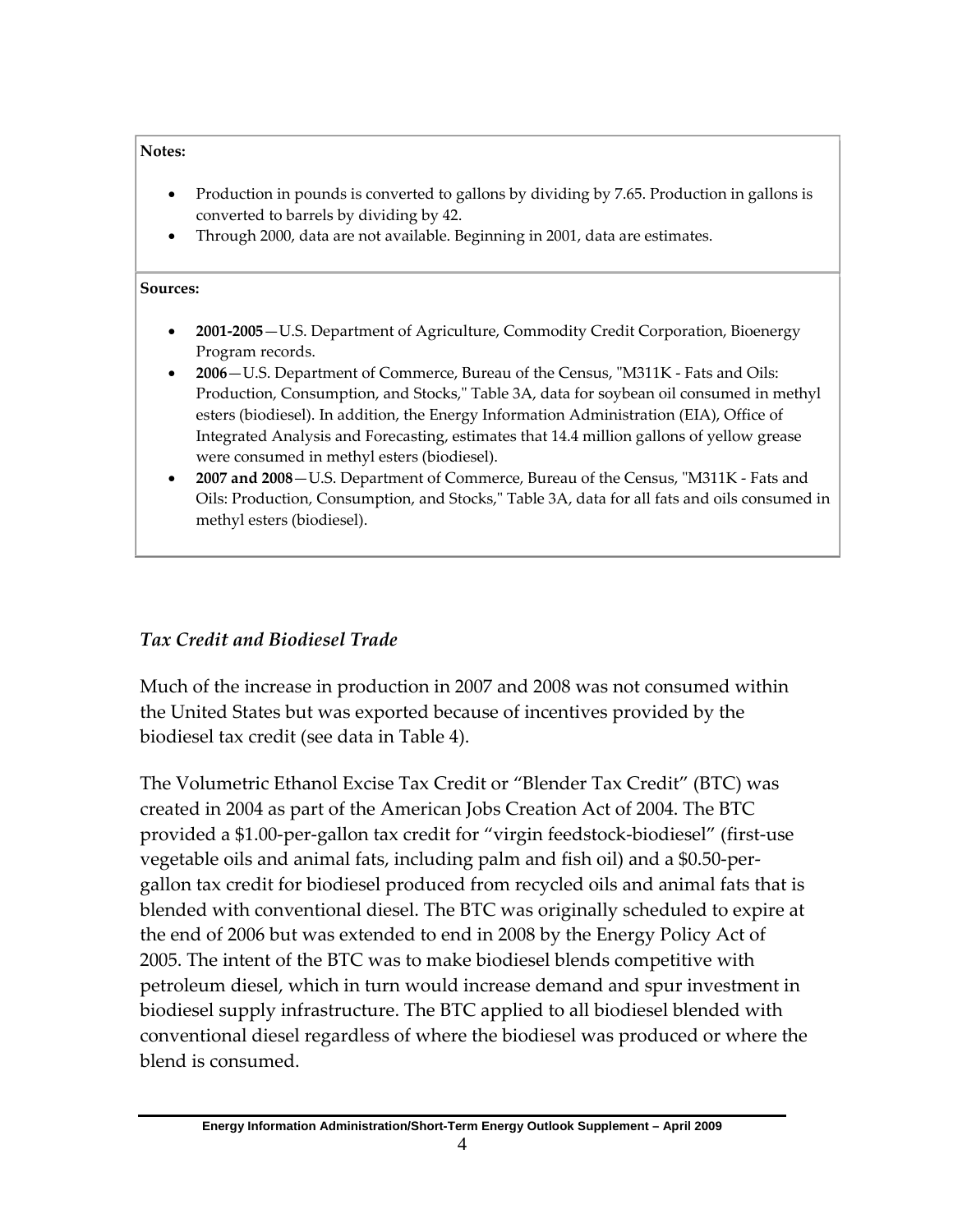**Notes:**

- Production in pounds is converted to gallons by dividing by 7.65. Production in gallons is converted to barrels by dividing by 42.
- Through 2000, data are not available. Beginning in 2001, data are estimates.

**Sources:**

- **2001-2005**—U.S. Department of Agriculture, Commodity Credit Corporation, Bioenergy Program records.
- **2006**—U.S. Department of Commerce, Bureau of the Census, "M311K - Fats and Oils: Production, Consumption, and Stocks," Table 3A, data for soybean oil consumed in methyl esters (biodiesel). In addition, the Energy Information Administration (EIA), Office of Integrated Analysis and Forecasting, estimates that 14.4 million gallons of yellow grease were consumed in methyl esters (biodiesel).
- **2007 and 2008**—U.S. Department of Commerce, Bureau of the Census, "M311K - Fats and Oils: Production, Consumption, and Stocks," Table 3A, data for all fats and oils consumed in methyl esters (biodiesel).

### *Tax Credit and Biodiesel Trade*

Much of the increase in production in 2007 and 2008 was not consumed within the United States but was exported because of incentives provided by the biodiesel tax credit (see data in Table 4).

The Volumetric Ethanol Excise Tax Credit or "Blender Tax Credit" (BTC) was created in 2004 as part of the American Jobs Creation Act of 2004. The BTC provided a $1.00-per-gallon tax credit for "virgin feedstock-biodiesel" (first-use vegetable oils and animal fats, including palm and fish oil) and a $0.50-per-gallon tax credit for biodiesel produced from recycled oils and animal fats that is blended with conventional diesel. The BTC was originally scheduled to expire at the end of 2006 but was extended to end in 2008 by the Energy Policy Act of 2005. The intent of the BTC was to make biodiesel blends competitive with petroleum diesel, which in turn would increase demand and spur investment in biodiesel supply infrastructure. The BTC applied to all biodiesel blended with conventional diesel regardless of where the biodiesel was produced or where the blend is consumed.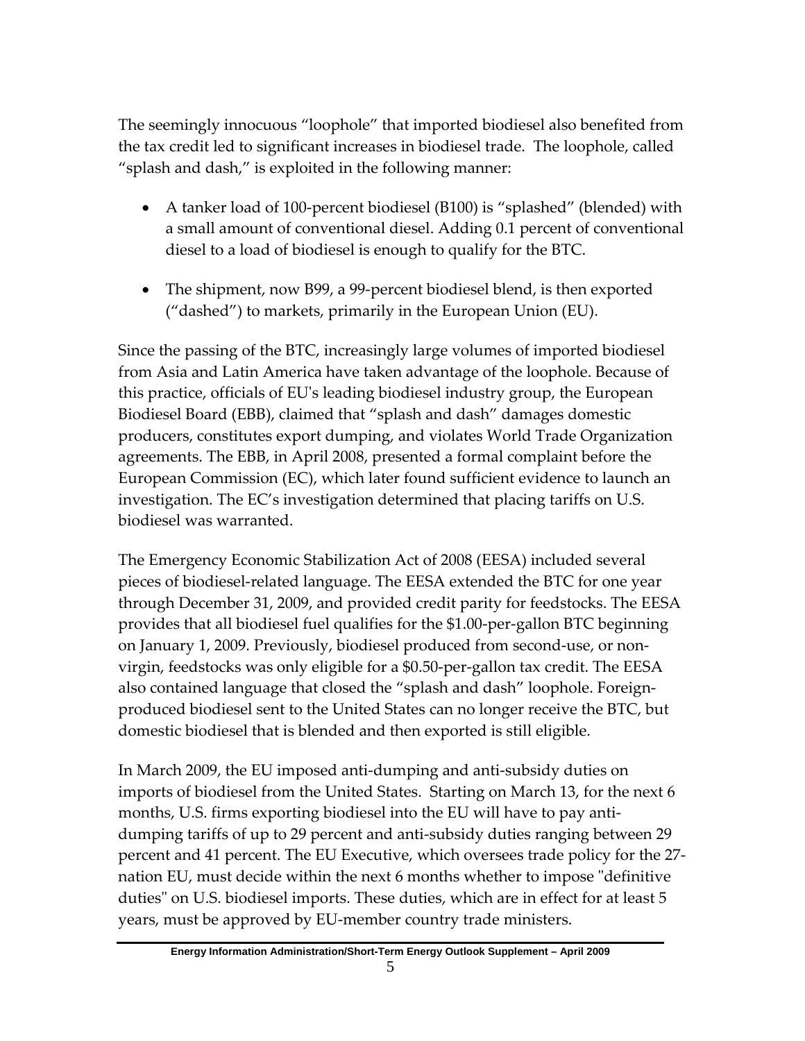The seemingly innocuous "loophole" that imported biodiesel also benefited from the tax credit led to significant increases in biodiesel trade. The loophole, called "splash and dash," is exploited in the following manner:

- A tanker load of 100-percent biodiesel (B100) is "splashed" (blended) with a small amount of conventional diesel. Adding 0.1 percent of conventional diesel to a load of biodiesel is enough to qualify for the BTC.
- The shipment, now B99, a 99-percent biodiesel blend, is then exported ("dashed") to markets, primarily in the European Union (EU).

Since the passing of the BTC, increasingly large volumes of imported biodiesel from Asia and Latin America have taken advantage of the loophole. Because of this practice, officials of EU's leading biodiesel industry group, the European Biodiesel Board (EBB), claimed that "splash and dash" damages domestic producers, constitutes export dumping, and violates World Trade Organization agreements. The EBB, in April 2008, presented a formal complaint before the European Commission (EC), which later found sufficient evidence to launch an investigation. The EC's investigation determined that placing tariffs on U.S. biodiesel was warranted.

The Emergency Economic Stabilization Act of 2008 (EESA) included several pieces of biodiesel-related language. The EESA extended the BTC for one year through December 31, 2009, and provided credit parity for feedstocks. The EESA provides that all biodiesel fuel qualifies for the $1.00-per-gallon BTC beginning on January 1, 2009. Previously, biodiesel produced from second-use, or non-virgin, feedstocks was only eligible for a $0.50-per-gallon tax credit. The EESA also contained language that closed the "splash and dash" loophole. Foreign-produced biodiesel sent to the United States can no longer receive the BTC, but domestic biodiesel that is blended and then exported is still eligible.

In March 2009, the EU imposed anti-dumping and anti-subsidy duties on imports of biodiesel from the United States. Starting on March 13, for the next 6 months, U.S. firms exporting biodiesel into the EU will have to pay anti-dumping tariffs of up to 29 percent and anti-subsidy duties ranging between 29 percent and 41 percent. The EU Executive, which oversees trade policy for the 27-nation EU, must decide within the next 6 months whether to impose "definitive duties" on U.S. biodiesel imports. These duties, which are in effect for at least 5 years, must be approved by EU-member country trade ministers.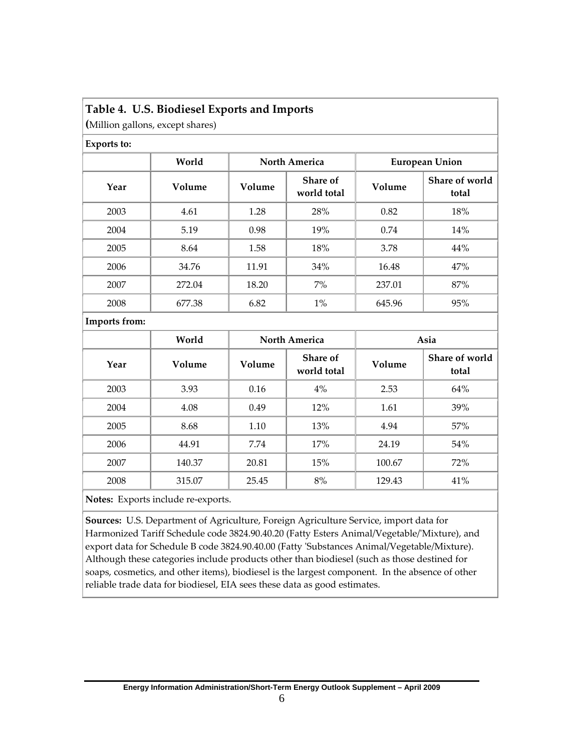**Table 4. U.S. Biodiesel Exports and Imports**

**(**Million gallons, except shares)

**Exports to:**

| | World | North America | | European Union | |
|---|---|---|---|---|---|
| **Year** | **Volume** | **Volume** | **Share of world total** | **Volume** | **Share of world total** |
| 2003 | 4.61 | 1.28 | 28% | 0.82 | 18% |
| 2004 | 5.19 | 0.98 | 19% | 0.74 | 14% |
| 2005 | 8.64 | 1.58 | 18% | 3.78 | 44% |
| 2006 | 34.76 | 11.91 | 34% | 16.48 | 47% |
| 2007 | 272.04 | 18.20 | 7% | 237.01 | 87% |
| 2008 | 677.38 | 6.82 | 1% | 645.96 | 95% |

**Imports from:**

| | World | North America | | Asia | |
|---|---|---|---|---|---|
| **Year** | **Volume** | **Volume** | **Share of world total** | **Volume** | **Share of world total** |
| 2003 | 3.93 | 0.16 | 4% | 2.53 | 64% |
| 2004 | 4.08 | 0.49 | 12% | 1.61 | 39% |
| 2005 | 8.68 | 1.10 | 13% | 4.94 | 57% |
| 2006 | 44.91 | 7.74 | 17% | 24.19 | 54% |
| 2007 | 140.37 | 20.81 | 15% | 100.67 | 72% |
| 2008 | 315.07 | 25.45 | 8% | 129.43 | 41% |

**Notes:** Exports include re-exports.

**Sources:** U.S. Department of Agriculture, Foreign Agriculture Service, import data for Harmonized Tariff Schedule code 3824.90.40.20 (Fatty Esters Animal/Vegetable/'Mixture), and export data for Schedule B code 3824.90.40.00 (Fatty 'Substances Animal/Vegetable/Mixture). Although these categories include products other than biodiesel (such as those destined for soaps, cosmetics, and other items), biodiesel is the largest component. In the absence of other reliable trade data for biodiesel, EIA sees these data as good estimates.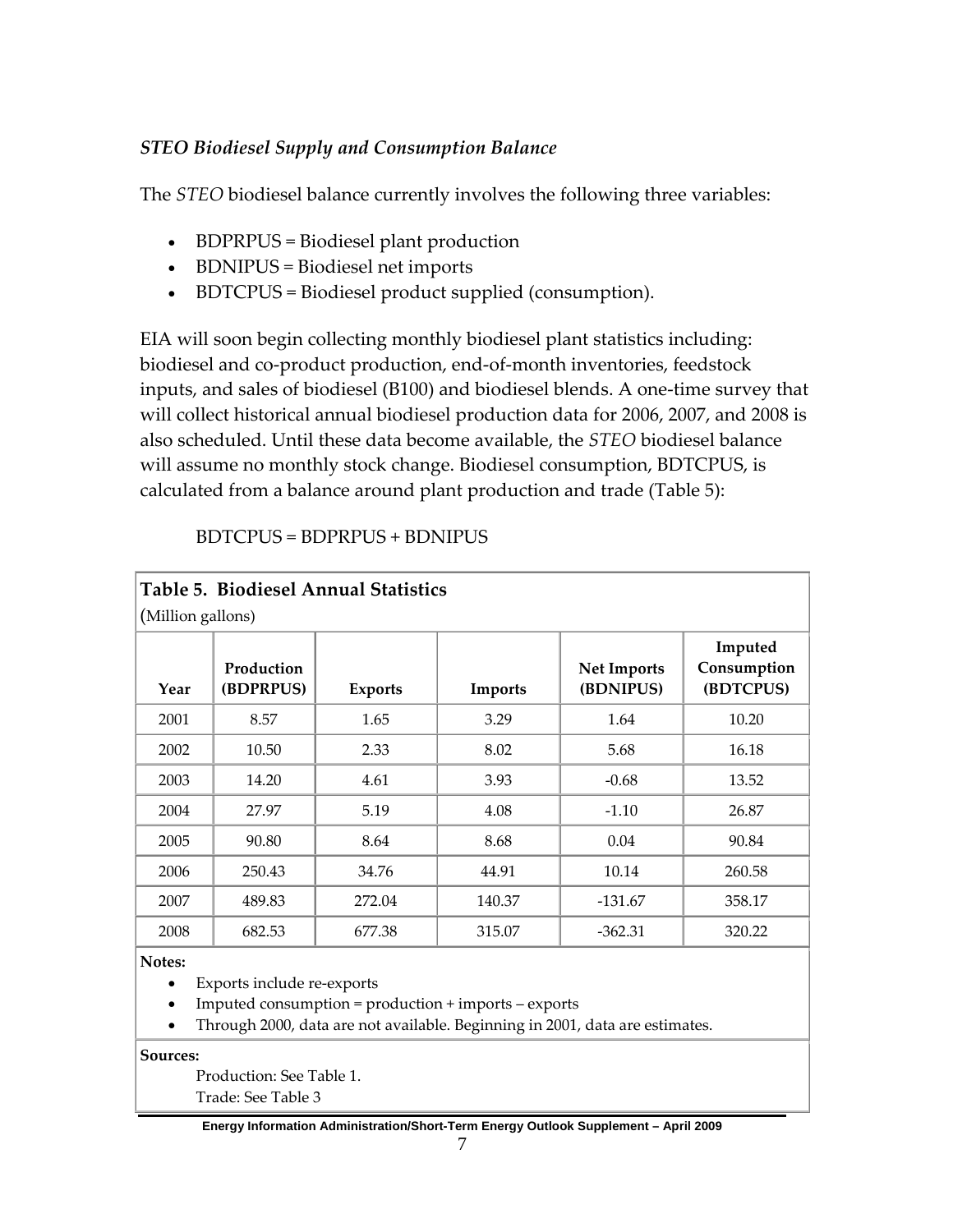### *STEO Biodiesel Supply and Consumption Balance*

The *STEO* biodiesel balance currently involves the following three variables:

- BDPRPUS = Biodiesel plant production
- BDNIPUS = Biodiesel net imports
- BDTCPUS = Biodiesel product supplied (consumption).

EIA will soon begin collecting monthly biodiesel plant statistics including: biodiesel and co-product production, end-of-month inventories, feedstock inputs, and sales of biodiesel (B100) and biodiesel blends. A one-time survey that will collect historical annual biodiesel production data for 2006, 2007, and 2008 is also scheduled. Until these data become available, the *STEO* biodiesel balance will assume no monthly stock change. Biodiesel consumption, BDTCPUS, is calculated from a balance around plant production and trade (Table 5):

BDTCPUS = BDPRPUS + BDNIPUS

**Table 5. Biodiesel Annual Statistics**
(Million gallons)

| Year | Production (BDPRPUS) | Exports | Imports | Net Imports (BDNIPUS) | Imputed Consumption (BDTCPUS) |
|---|---|---|---|---|---|
| 2001 | 8.57 | 1.65 | 3.29 | 1.64 | 10.20 |
| 2002 | 10.50 | 2.33 | 8.02 | 5.68 | 16.18 |
| 2003 | 14.20 | 4.61 | 3.93 | -0.68 | 13.52 |
| 2004 | 27.97 | 5.19 | 4.08 | -1.10 | 26.87 |
| 2005 | 90.80 | 8.64 | 8.68 | 0.04 | 90.84 |
| 2006 | 250.43 | 34.76 | 44.91 | 10.14 | 260.58 |
| 2007 | 489.83 | 272.04 | 140.37 | -131.67 | 358.17 |
| 2008 | 682.53 | 677.38 | 315.07 | -362.31 | 320.22 |

**Notes:**

- Exports include re-exports
- Imputed consumption = production + imports – exports
- Through 2000, data are not available. Beginning in 2001, data are estimates.

**Sources:**

Production: See Table 1.
Trade: See Table 3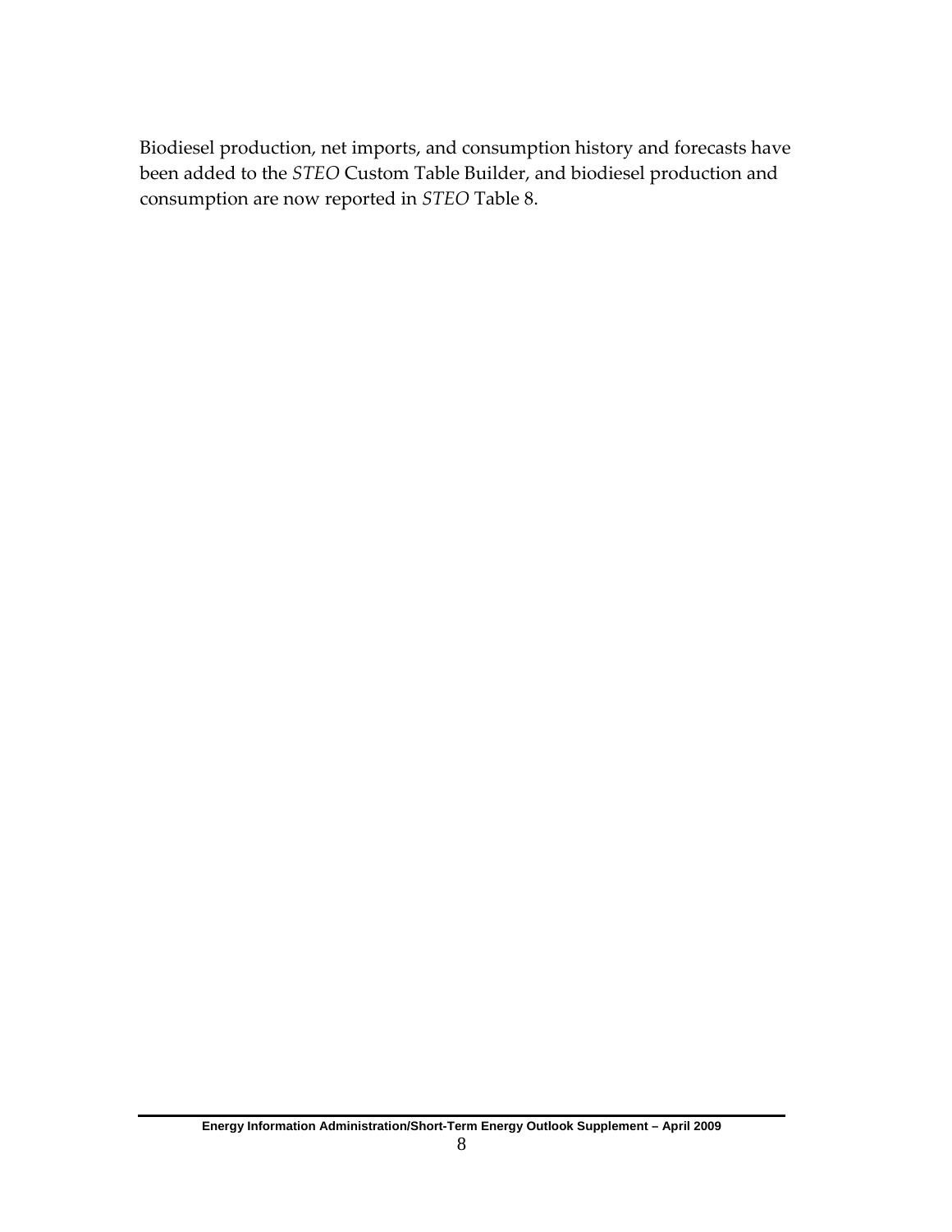Biodiesel production, net imports, and consumption history and forecasts have been added to the *STEO* Custom Table Builder, and biodiesel production and consumption are now reported in *STEO* Table 8.